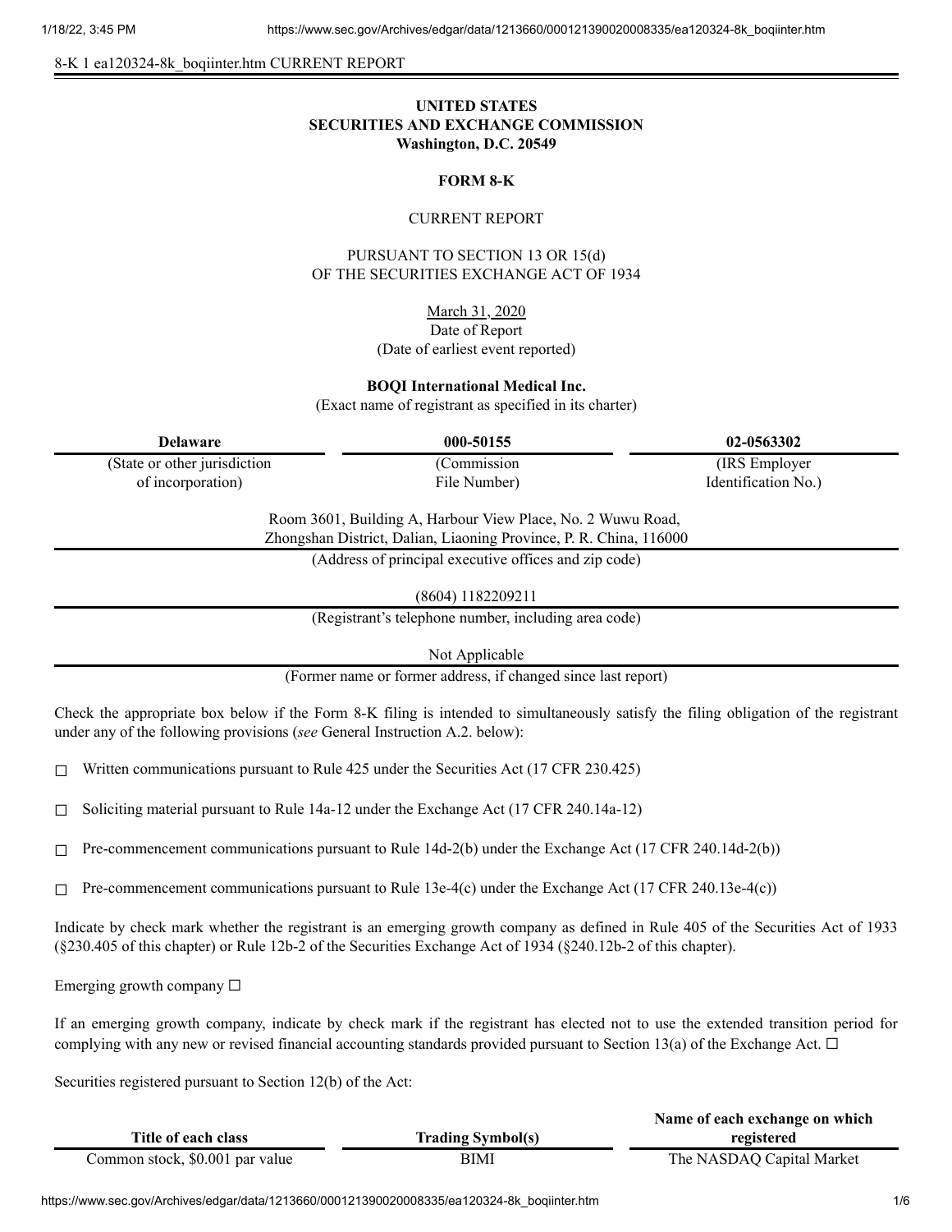8-K 1 ea120324-8k_boqiinter.htm CURRENT REPORT

**UNITED STATES**
**SECURITIES AND EXCHANGE COMMISSION**
**Washington, D.C. 20549**

**FORM 8-K**

CURRENT REPORT

PURSUANT TO SECTION 13 OR 15(d)
OF THE SECURITIES EXCHANGE ACT OF 1934

March 31, 2020
Date of Report
(Date of earliest event reported)

**BOQI International Medical Inc.**
(Exact name of registrant as specified in its charter)

| **Delaware** | **000-50155** | **02-0563302** |
|---|---|---|
| (State or other jurisdiction of incorporation) | (Commission File Number) | (IRS Employer Identification No.) |

Room 3601, Building A, Harbour View Place, No. 2 Wuwu Road,
Zhongshan District, Dalian, Liaoning Province, P. R. China, 116000
(Address of principal executive offices and zip code)

(8604) 1182209211
(Registrant's telephone number, including area code)

Not Applicable
(Former name or former address, if changed since last report)

Check the appropriate box below if the Form 8-K filing is intended to simultaneously satisfy the filing obligation of the registrant under any of the following provisions (*see* General Instruction A.2. below):

☐ Written communications pursuant to Rule 425 under the Securities Act (17 CFR 230.425)

☐ Soliciting material pursuant to Rule 14a-12 under the Exchange Act (17 CFR 240.14a-12)

☐ Pre-commencement communications pursuant to Rule 14d-2(b) under the Exchange Act (17 CFR 240.14d-2(b))

☐ Pre-commencement communications pursuant to Rule 13e-4(c) under the Exchange Act (17 CFR 240.13e-4(c))

Indicate by check mark whether the registrant is an emerging growth company as defined in Rule 405 of the Securities Act of 1933 (§230.405 of this chapter) or Rule 12b-2 of the Securities Exchange Act of 1934 (§240.12b-2 of this chapter).

Emerging growth company ☐

If an emerging growth company, indicate by check mark if the registrant has elected not to use the extended transition period for complying with any new or revised financial accounting standards provided pursuant to Section 13(a) of the Exchange Act. ☐

Securities registered pursuant to Section 12(b) of the Act:

| **Title of each class** | **Trading Symbol(s)** | **Name of each exchange on which registered** |
|---|---|---|
| Common stock, $0.001 par value | BIMI | The NASDAQ Capital Market |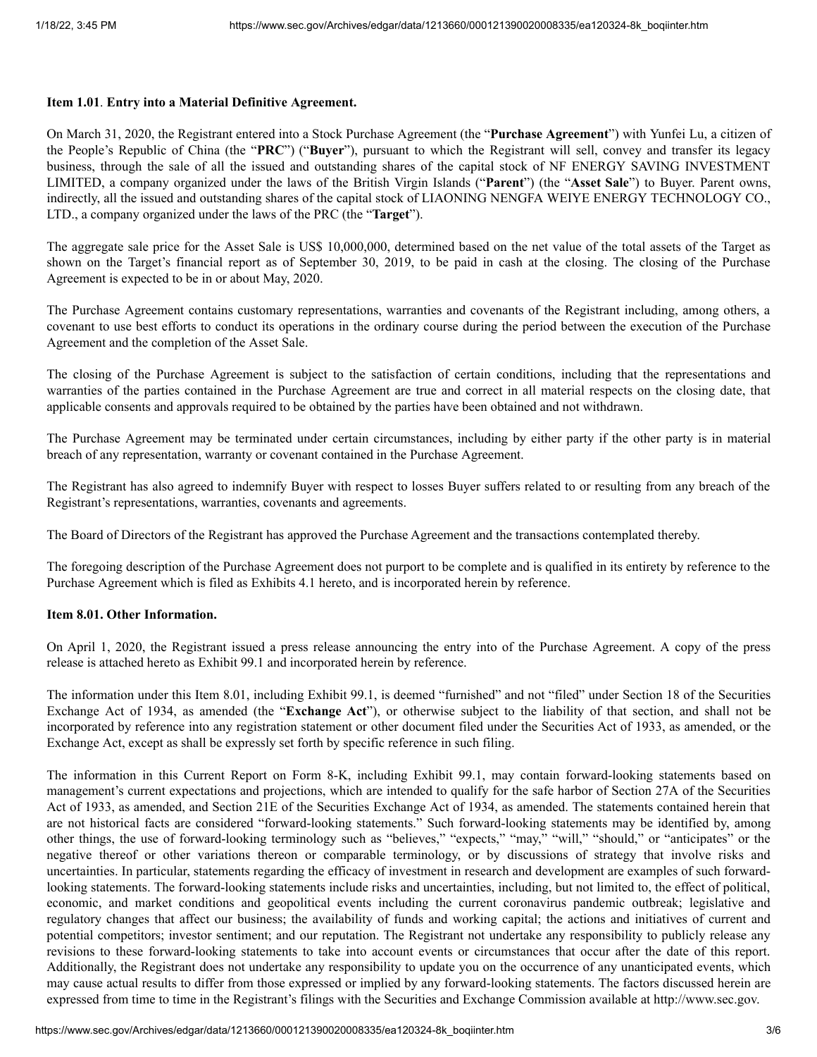**Item 1.01**. **Entry into a Material Definitive Agreement.**

On March 31, 2020, the Registrant entered into a Stock Purchase Agreement (the "**Purchase Agreement**") with Yunfei Lu, a citizen of the People's Republic of China (the "**PRC**") ("**Buyer**"), pursuant to which the Registrant will sell, convey and transfer its legacy business, through the sale of all the issued and outstanding shares of the capital stock of NF ENERGY SAVING INVESTMENT LIMITED, a company organized under the laws of the British Virgin Islands ("**Parent**") (the "**Asset Sale**") to Buyer. Parent owns, indirectly, all the issued and outstanding shares of the capital stock of LIAONING NENGFA WEIYE ENERGY TECHNOLOGY CO., LTD., a company organized under the laws of the PRC (the "**Target**").

The aggregate sale price for the Asset Sale is US$ 10,000,000, determined based on the net value of the total assets of the Target as shown on the Target's financial report as of September 30, 2019, to be paid in cash at the closing. The closing of the Purchase Agreement is expected to be in or about May, 2020.

The Purchase Agreement contains customary representations, warranties and covenants of the Registrant including, among others, a covenant to use best efforts to conduct its operations in the ordinary course during the period between the execution of the Purchase Agreement and the completion of the Asset Sale.

The closing of the Purchase Agreement is subject to the satisfaction of certain conditions, including that the representations and warranties of the parties contained in the Purchase Agreement are true and correct in all material respects on the closing date, that applicable consents and approvals required to be obtained by the parties have been obtained and not withdrawn.

The Purchase Agreement may be terminated under certain circumstances, including by either party if the other party is in material breach of any representation, warranty or covenant contained in the Purchase Agreement.

The Registrant has also agreed to indemnify Buyer with respect to losses Buyer suffers related to or resulting from any breach of the Registrant's representations, warranties, covenants and agreements.

The Board of Directors of the Registrant has approved the Purchase Agreement and the transactions contemplated thereby.

The foregoing description of the Purchase Agreement does not purport to be complete and is qualified in its entirety by reference to the Purchase Agreement which is filed as Exhibits 4.1 hereto, and is incorporated herein by reference.

**Item 8.01. Other Information.**

On April 1, 2020, the Registrant issued a press release announcing the entry into of the Purchase Agreement. A copy of the press release is attached hereto as Exhibit 99.1 and incorporated herein by reference.

The information under this Item 8.01, including Exhibit 99.1, is deemed "furnished" and not "filed" under Section 18 of the Securities Exchange Act of 1934, as amended (the "**Exchange Act**"), or otherwise subject to the liability of that section, and shall not be incorporated by reference into any registration statement or other document filed under the Securities Act of 1933, as amended, or the Exchange Act, except as shall be expressly set forth by specific reference in such filing.

The information in this Current Report on Form 8-K, including Exhibit 99.1, may contain forward-looking statements based on management's current expectations and projections, which are intended to qualify for the safe harbor of Section 27A of the Securities Act of 1933, as amended, and Section 21E of the Securities Exchange Act of 1934, as amended. The statements contained herein that are not historical facts are considered "forward-looking statements." Such forward-looking statements may be identified by, among other things, the use of forward-looking terminology such as "believes," "expects," "may," "will," "should," or "anticipates" or the negative thereof or other variations thereon or comparable terminology, or by discussions of strategy that involve risks and uncertainties. In particular, statements regarding the efficacy of investment in research and development are examples of such forward-looking statements. The forward-looking statements include risks and uncertainties, including, but not limited to, the effect of political, economic, and market conditions and geopolitical events including the current coronavirus pandemic outbreak; legislative and regulatory changes that affect our business; the availability of funds and working capital; the actions and initiatives of current and potential competitors; investor sentiment; and our reputation. The Registrant not undertake any responsibility to publicly release any revisions to these forward-looking statements to take into account events or circumstances that occur after the date of this report. Additionally, the Registrant does not undertake any responsibility to update you on the occurrence of any unanticipated events, which may cause actual results to differ from those expressed or implied by any forward-looking statements. The factors discussed herein are expressed from time to time in the Registrant's filings with the Securities and Exchange Commission available at http://www.sec.gov.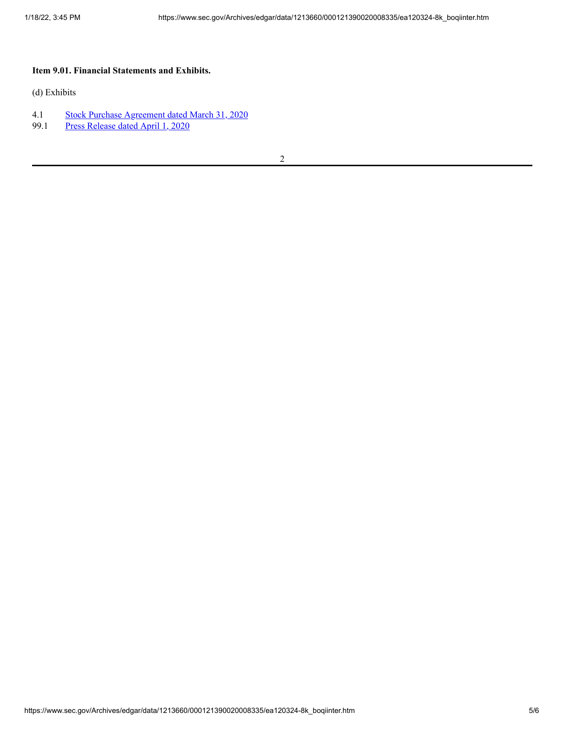**Item 9.01. Financial Statements and Exhibits.**

(d) Exhibits

| | |
|---|---|
| 4.1 | Stock Purchase Agreement dated March 31, 2020 |
| 99.1 | Press Release dated April 1, 2020 |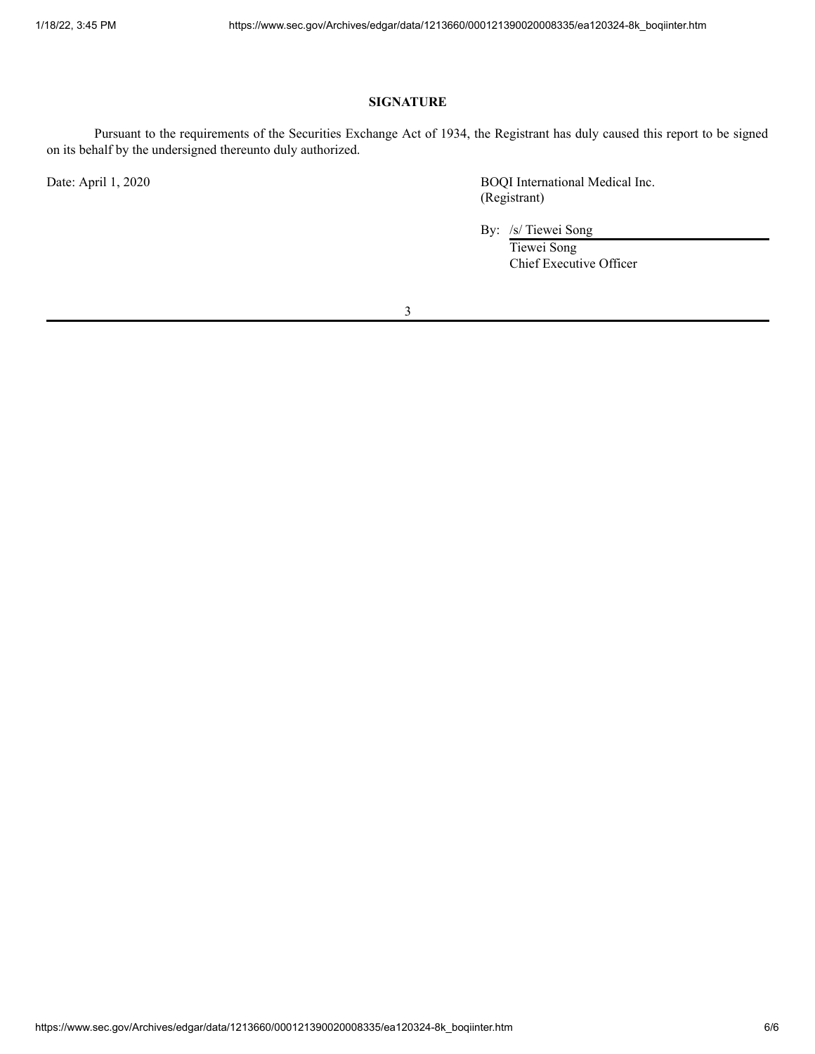**SIGNATURE**

Pursuant to the requirements of the Securities Exchange Act of 1934, the Registrant has duly caused this report to be signed on its behalf by the undersigned thereunto duly authorized.

Date: April 1, 2020

BOQI International Medical Inc.
(Registrant)

By: /s/ Tiewei Song
Tiewei Song
Chief Executive Officer